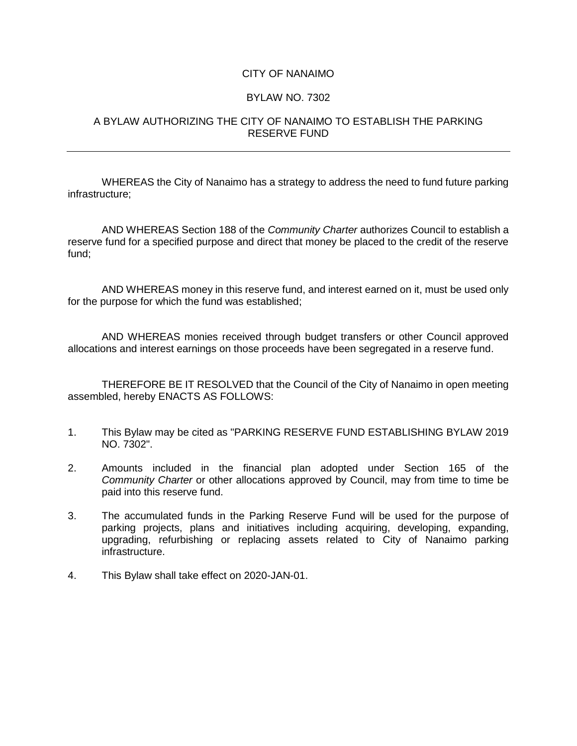CITY OF NANAIMO

BYLAW NO. 7302

A BYLAW AUTHORIZING THE CITY OF NANAIMO TO ESTABLISH THE PARKING RESERVE FUND

---

WHEREAS the City of Nanaimo has a strategy to address the need to fund future parking infrastructure;

AND WHEREAS Section 188 of the *Community Charter* authorizes Council to establish a reserve fund for a specified purpose and direct that money be placed to the credit of the reserve fund;

AND WHEREAS money in this reserve fund, and interest earned on it, must be used only for the purpose for which the fund was established;

AND WHEREAS monies received through budget transfers or other Council approved allocations and interest earnings on those proceeds have been segregated in a reserve fund.

THEREFORE BE IT RESOLVED that the Council of the City of Nanaimo in open meeting assembled, hereby ENACTS AS FOLLOWS:

1. This Bylaw may be cited as "PARKING RESERVE FUND ESTABLISHING BYLAW 2019 NO. 7302".

2. Amounts included in the financial plan adopted under Section 165 of the *Community Charter* or other allocations approved by Council, may from time to time be paid into this reserve fund.

3. The accumulated funds in the Parking Reserve Fund will be used for the purpose of parking projects, plans and initiatives including acquiring, developing, expanding, upgrading, refurbishing or replacing assets related to City of Nanaimo parking infrastructure.

4. This Bylaw shall take effect on 2020-JAN-01.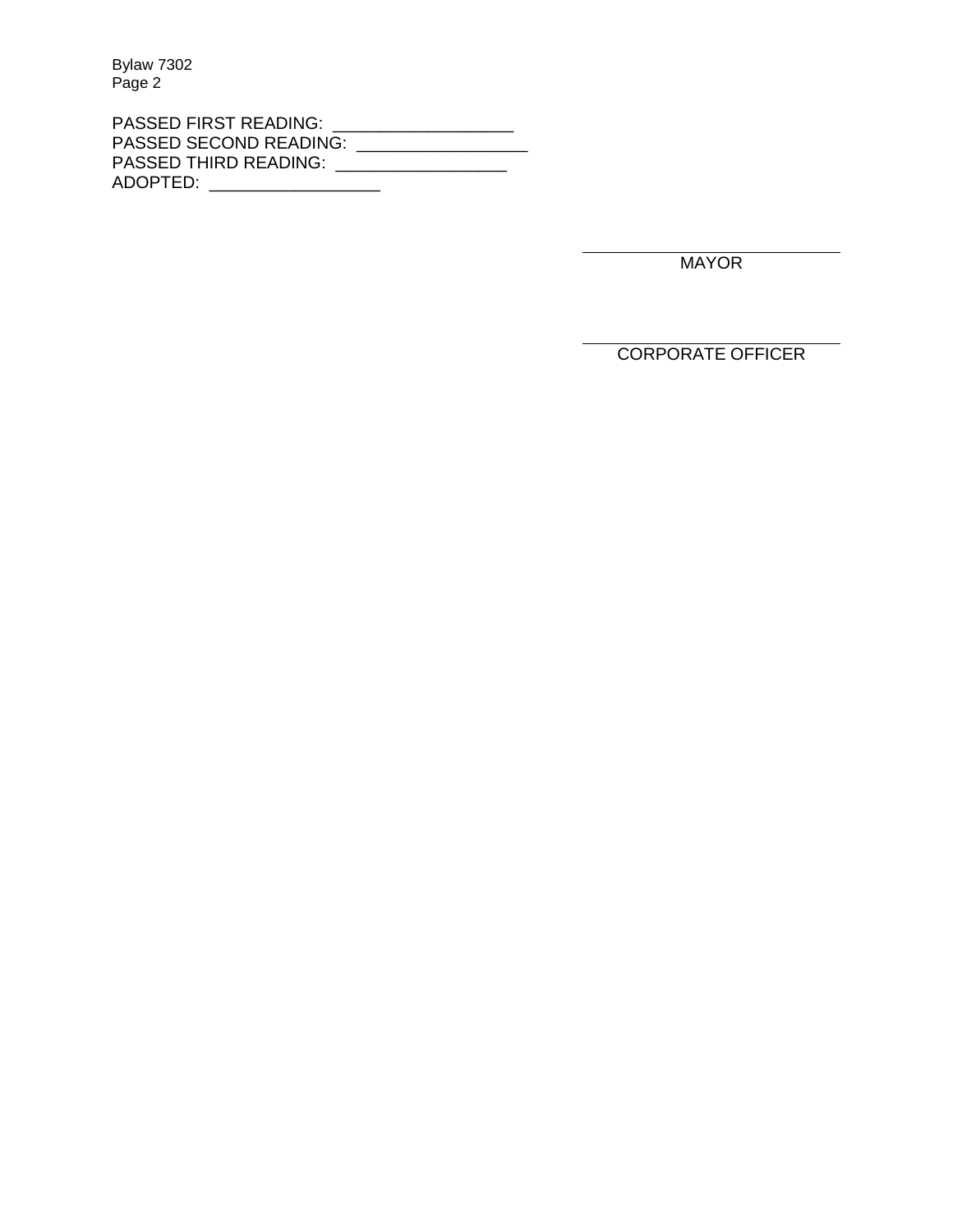PASSED FIRST READING: ___________________
PASSED SECOND READING: __________________
PASSED THIRD READING: __________________
ADOPTED: __________________

______________________________
MAYOR

______________________________
CORPORATE OFFICER